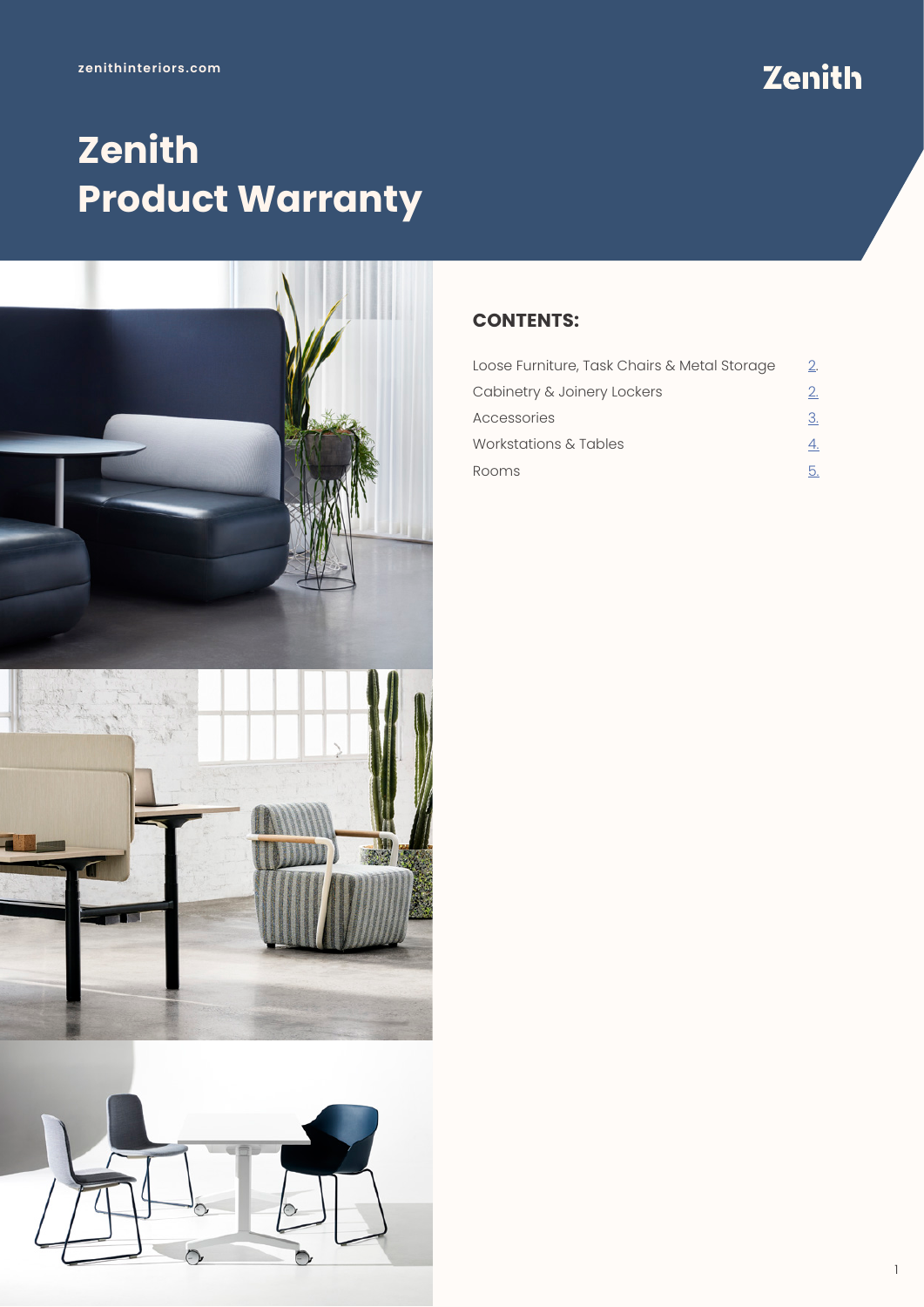zenithinteriors.com

Zenith

# Zenith Product Warranty

## CONTENTS:

| | |
|---|---|
| Loose Furniture, Task Chairs & Metal Storage | 2. |
| Cabinetry & Joinery Lockers | 2. |
| Accessories | 3. |
| Workstations & Tables | 4. |
| Rooms | 5. |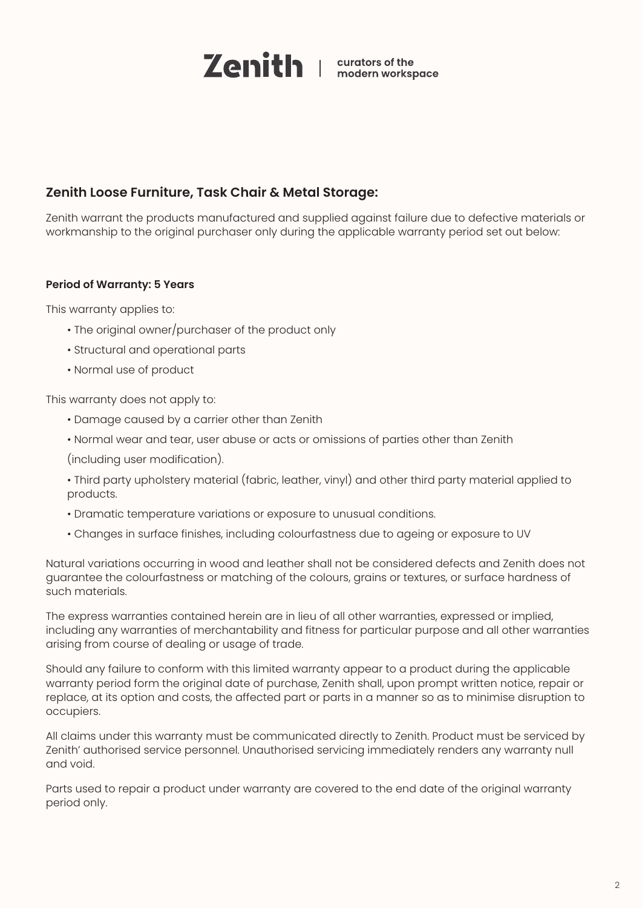## Zenith Loose Furniture, Task Chair & Metal Storage:

Zenith warrant the products manufactured and supplied against failure due to defective materials or workmanship to the original purchaser only during the applicable warranty period set out below:

**Period of Warranty: 5 Years**

This warranty applies to:

- The original owner/purchaser of the product only
- Structural and operational parts
- Normal use of product

This warranty does not apply to:

- Damage caused by a carrier other than Zenith
- Normal wear and tear, user abuse or acts or omissions of parties other than Zenith (including user modification).
- Third party upholstery material (fabric, leather, vinyl) and other third party material applied to products.
- Dramatic temperature variations or exposure to unusual conditions.
- Changes in surface finishes, including colourfastness due to ageing or exposure to UV

Natural variations occurring in wood and leather shall not be considered defects and Zenith does not guarantee the colourfastness or matching of the colours, grains or textures, or surface hardness of such materials.

The express warranties contained herein are in lieu of all other warranties, expressed or implied, including any warranties of merchantability and fitness for particular purpose and all other warranties arising from course of dealing or usage of trade.

Should any failure to conform with this limited warranty appear to a product during the applicable warranty period form the original date of purchase, Zenith shall, upon prompt written notice, repair or replace, at its option and costs, the affected part or parts in a manner so as to minimise disruption to occupiers.

All claims under this warranty must be communicated directly to Zenith. Product must be serviced by Zenith' authorised service personnel. Unauthorised servicing immediately renders any warranty null and void.

Parts used to repair a product under warranty are covered to the end date of the original warranty period only.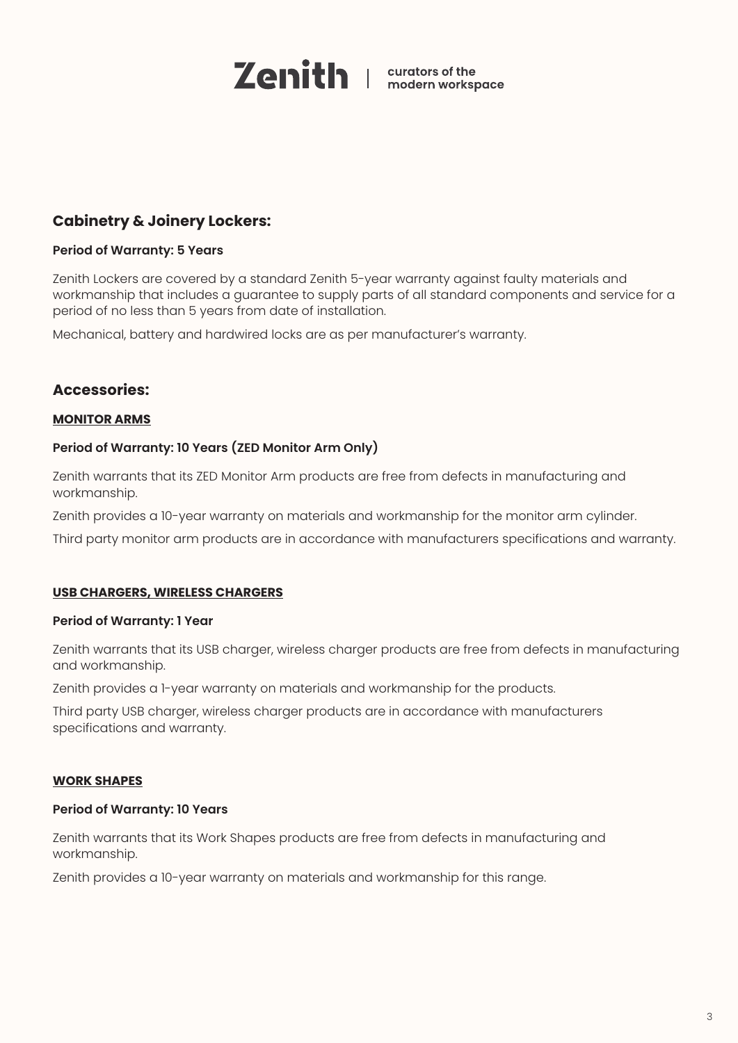## Cabinetry & Joinery Lockers:

**Period of Warranty: 5 Years**

Zenith Lockers are covered by a standard Zenith 5-year warranty against faulty materials and workmanship that includes a guarantee to supply parts of all standard components and service for a period of no less than 5 years from date of installation.

Mechanical, battery and hardwired locks are as per manufacturer's warranty.

## Accessories:

### MONITOR ARMS

**Period of Warranty: 10 Years (ZED Monitor Arm Only)**

Zenith warrants that its ZED Monitor Arm products are free from defects in manufacturing and workmanship.

Zenith provides a 10-year warranty on materials and workmanship for the monitor arm cylinder.

Third party monitor arm products are in accordance with manufacturers specifications and warranty.

### USB CHARGERS, WIRELESS CHARGERS

**Period of Warranty: 1 Year**

Zenith warrants that its USB charger, wireless charger products are free from defects in manufacturing and workmanship.

Zenith provides a 1-year warranty on materials and workmanship for the products.

Third party USB charger, wireless charger products are in accordance with manufacturers specifications and warranty.

### WORK SHAPES

**Period of Warranty: 10 Years**

Zenith warrants that its Work Shapes products are free from defects in manufacturing and workmanship.

Zenith provides a 10-year warranty on materials and workmanship for this range.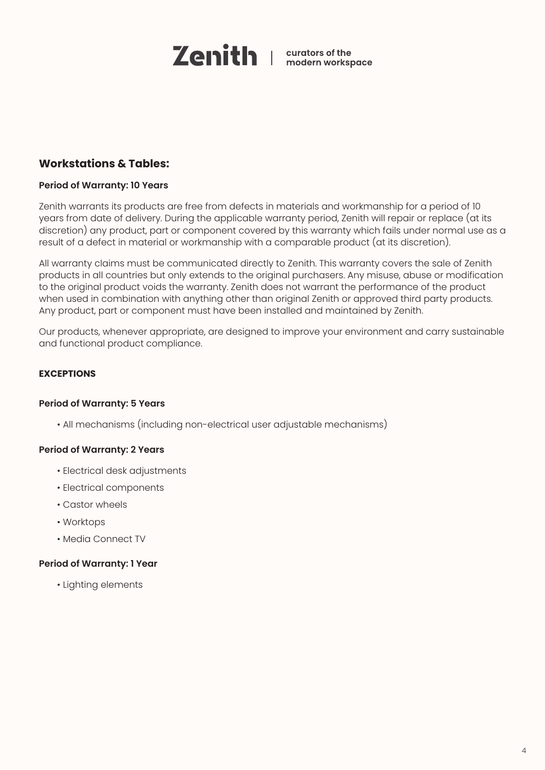## Workstations & Tables:

**Period of Warranty: 10 Years**

Zenith warrants its products are free from defects in materials and workmanship for a period of 10 years from date of delivery. During the applicable warranty period, Zenith will repair or replace (at its discretion) any product, part or component covered by this warranty which fails under normal use as a result of a defect in material or workmanship with a comparable product (at its discretion).

All warranty claims must be communicated directly to Zenith. This warranty covers the sale of Zenith products in all countries but only extends to the original purchasers. Any misuse, abuse or modification to the original product voids the warranty. Zenith does not warrant the performance of the product when used in combination with anything other than original Zenith or approved third party products. Any product, part or component must have been installed and maintained by Zenith.

Our products, whenever appropriate, are designed to improve your environment and carry sustainable and functional product compliance.

**EXCEPTIONS**

**Period of Warranty: 5 Years**

- All mechanisms (including non-electrical user adjustable mechanisms)

**Period of Warranty: 2 Years**

- Electrical desk adjustments
- Electrical components
- Castor wheels
- Worktops
- Media Connect TV

**Period of Warranty: 1 Year**

- Lighting elements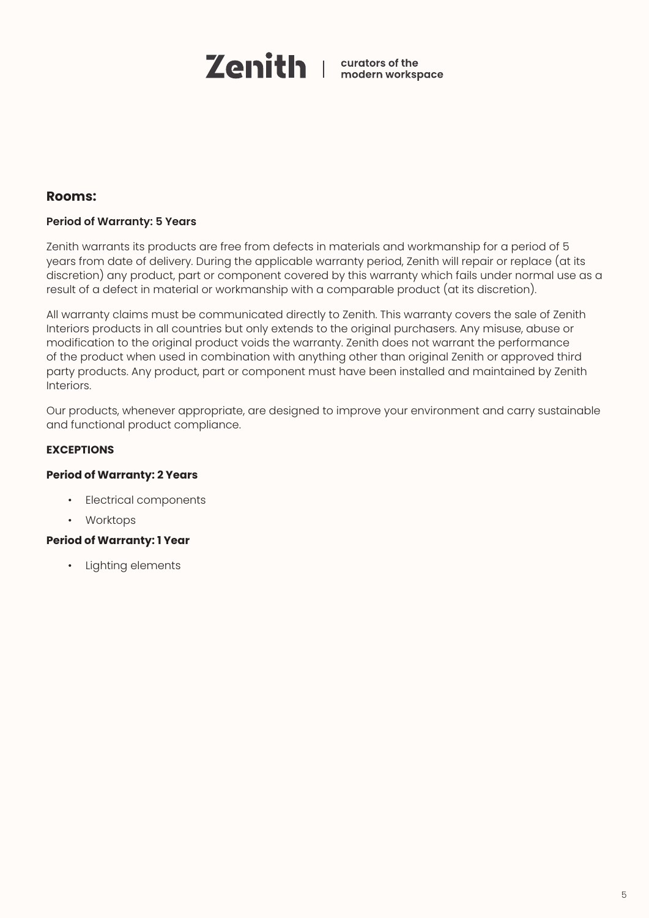## Rooms:

**Period of Warranty: 5 Years**

Zenith warrants its products are free from defects in materials and workmanship for a period of 5 years from date of delivery. During the applicable warranty period, Zenith will repair or replace (at its discretion) any product, part or component covered by this warranty which fails under normal use as a result of a defect in material or workmanship with a comparable product (at its discretion).

All warranty claims must be communicated directly to Zenith. This warranty covers the sale of Zenith Interiors products in all countries but only extends to the original purchasers. Any misuse, abuse or modification to the original product voids the warranty. Zenith does not warrant the performance of the product when used in combination with anything other than original Zenith or approved third party products. Any product, part or component must have been installed and maintained by Zenith Interiors.

Our products, whenever appropriate, are designed to improve your environment and carry sustainable and functional product compliance.

**EXCEPTIONS**

**Period of Warranty: 2 Years**

- Electrical components
- Worktops

**Period of Warranty: 1 Year**

- Lighting elements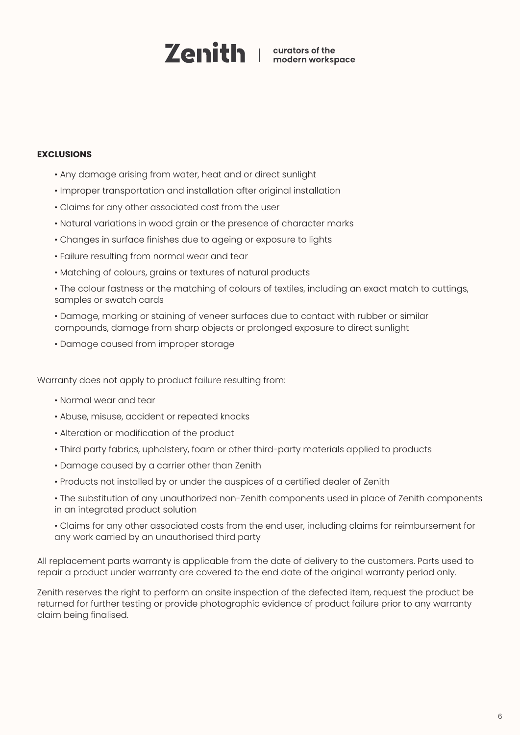**EXCLUSIONS**

- Any damage arising from water, heat and or direct sunlight
- Improper transportation and installation after original installation
- Claims for any other associated cost from the user
- Natural variations in wood grain or the presence of character marks
- Changes in surface finishes due to ageing or exposure to lights
- Failure resulting from normal wear and tear
- Matching of colours, grains or textures of natural products
- The colour fastness or the matching of colours of textiles, including an exact match to cuttings, samples or swatch cards
- Damage, marking or staining of veneer surfaces due to contact with rubber or similar compounds, damage from sharp objects or prolonged exposure to direct sunlight
- Damage caused from improper storage

Warranty does not apply to product failure resulting from:

- Normal wear and tear
- Abuse, misuse, accident or repeated knocks
- Alteration or modification of the product
- Third party fabrics, upholstery, foam or other third-party materials applied to products
- Damage caused by a carrier other than Zenith
- Products not installed by or under the auspices of a certified dealer of Zenith
- The substitution of any unauthorized non-Zenith components used in place of Zenith components in an integrated product solution
- Claims for any other associated costs from the end user, including claims for reimbursement for any work carried by an unauthorised third party

All replacement parts warranty is applicable from the date of delivery to the customers. Parts used to repair a product under warranty are covered to the end date of the original warranty period only.

Zenith reserves the right to perform an onsite inspection of the defected item, request the product be returned for further testing or provide photographic evidence of product failure prior to any warranty claim being finalised.